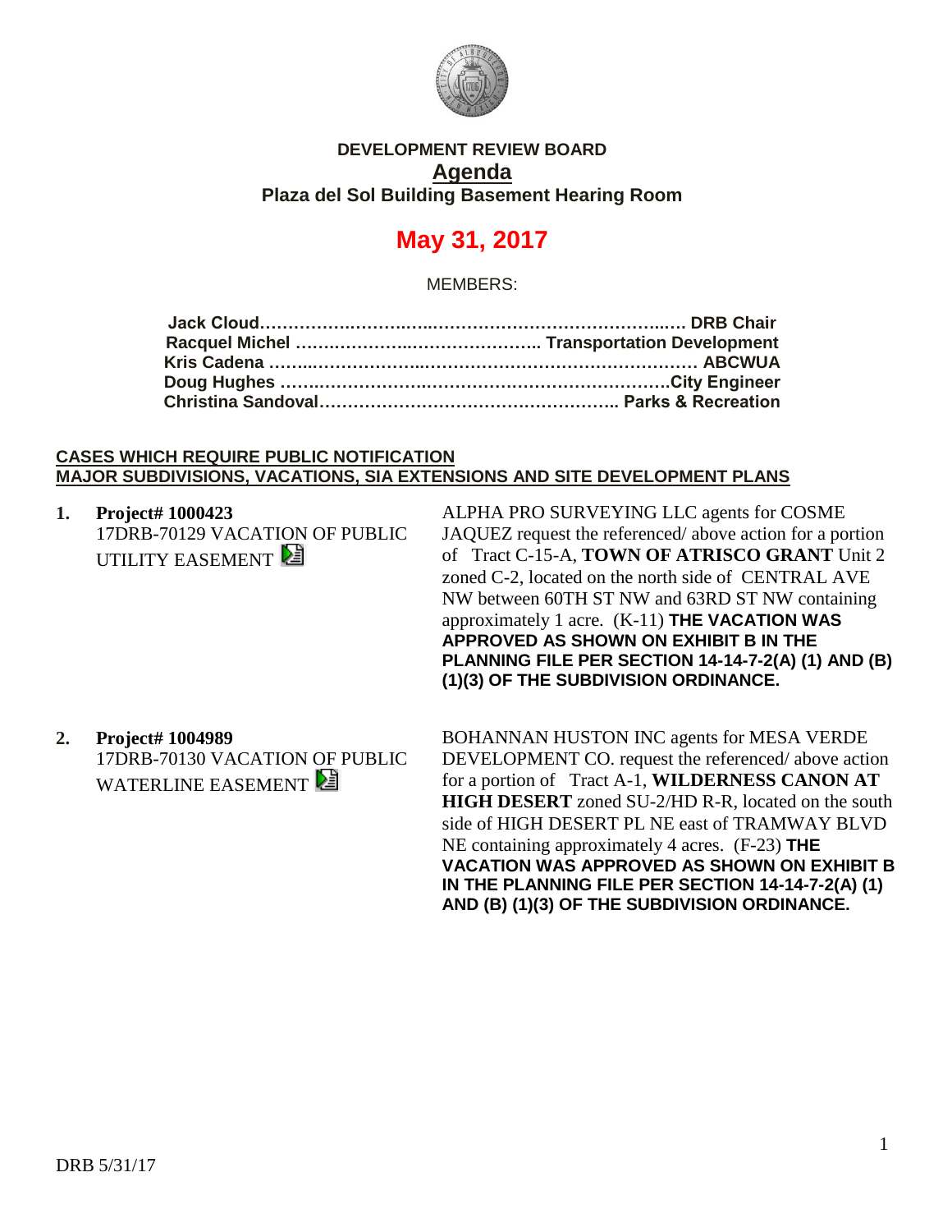# DEVELOPMENT REVIEW BOARD

## Agenda

### Plaza del Sol Building Basement Hearing Room

## May 31, 2017

MEMBERS:

**Jack Cloud…………………………………………………………… DRB Chair**
**Racquel Michel ……………………………………….. Transportation Development**
**Kris Cadena ………………………………………………………………… ABCWUA**
**Doug Hughes ……………………………………………………………City Engineer**
**Christina Sandoval……………………………………………….. Parks & Recreation**

**CASES WHICH REQUIRE PUBLIC NOTIFICATION**
**MAJOR SUBDIVISIONS, VACATIONS, SIA EXTENSIONS AND SITE DEVELOPMENT PLANS**

1. **Project# 1000423**
   17DRB-70129 VACATION OF PUBLIC UTILITY EASEMENT

   ALPHA PRO SURVEYING LLC agents for COSME JAQUEZ request the referenced/ above action for a portion of Tract C-15-A, **TOWN OF ATRISCO GRANT** Unit 2 zoned C-2, located on the north side of CENTRAL AVE NW between 60TH ST NW and 63RD ST NW containing approximately 1 acre. (K-11) **THE VACATION WAS APPROVED AS SHOWN ON EXHIBIT B IN THE PLANNING FILE PER SECTION 14-14-7-2(A) (1) AND (B) (1)(3) OF THE SUBDIVISION ORDINANCE.**

2. **Project# 1004989**
   17DRB-70130 VACATION OF PUBLIC WATERLINE EASEMENT

   BOHANNAN HUSTON INC agents for MESA VERDE DEVELOPMENT CO. request the referenced/ above action for a portion of Tract A-1, **WILDERNESS CANON AT HIGH DESERT** zoned SU-2/HD R-R, located on the south side of HIGH DESERT PL NE east of TRAMWAY BLVD NE containing approximately 4 acres. (F-23) **THE VACATION WAS APPROVED AS SHOWN ON EXHIBIT B IN THE PLANNING FILE PER SECTION 14-14-7-2(A) (1) AND (B) (1)(3) OF THE SUBDIVISION ORDINANCE.**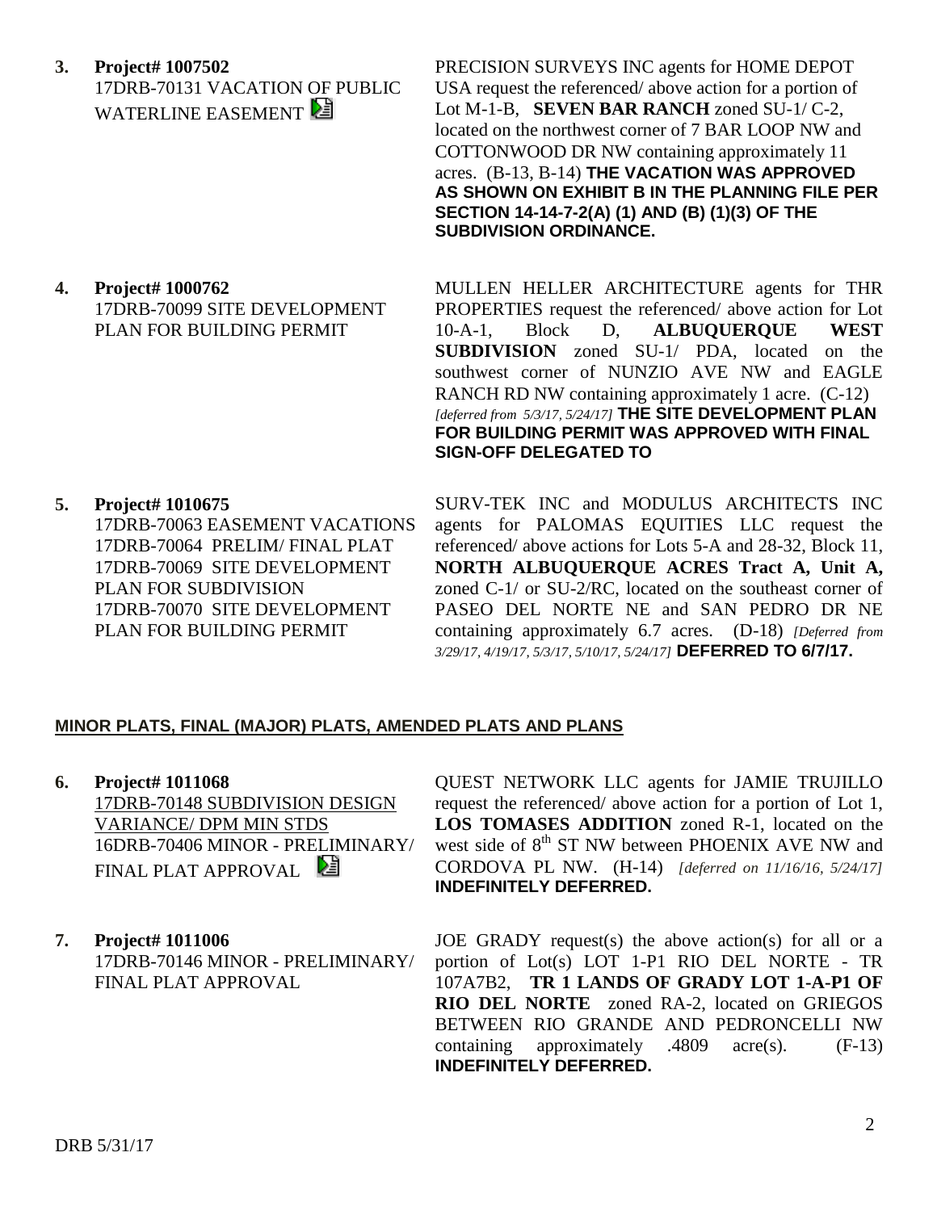**3. Project# 1007502**
17DRB-70131 VACATION OF PUBLIC WATERLINE EASEMENT

PRECISION SURVEYS INC agents for HOME DEPOT USA request the referenced/ above action for a portion of Lot M-1-B, **SEVEN BAR RANCH** zoned SU-1/ C-2, located on the northwest corner of 7 BAR LOOP NW and COTTONWOOD DR NW containing approximately 11 acres. (B-13, B-14) **THE VACATION WAS APPROVED AS SHOWN ON EXHIBIT B IN THE PLANNING FILE PER SECTION 14-14-7-2(A) (1) AND (B) (1)(3) OF THE SUBDIVISION ORDINANCE.**

**4. Project# 1000762**
17DRB-70099 SITE DEVELOPMENT PLAN FOR BUILDING PERMIT

MULLEN HELLER ARCHITECTURE agents for THR PROPERTIES request the referenced/ above action for Lot 10-A-1, Block D, **ALBUQUERQUE WEST SUBDIVISION** zoned SU-1/ PDA, located on the southwest corner of NUNZIO AVE NW and EAGLE RANCH RD NW containing approximately 1 acre. (C-12) *[deferred from 5/3/17, 5/24/17]* **THE SITE DEVELOPMENT PLAN FOR BUILDING PERMIT WAS APPROVED WITH FINAL SIGN-OFF DELEGATED TO**

**5. Project# 1010675**
17DRB-70063 EASEMENT VACATIONS
17DRB-70064 PRELIM/ FINAL PLAT
17DRB-70069 SITE DEVELOPMENT PLAN FOR SUBDIVISION
17DRB-70070 SITE DEVELOPMENT PLAN FOR BUILDING PERMIT

SURV-TEK INC and MODULUS ARCHITECTS INC agents for PALOMAS EQUITIES LLC request the referenced/ above actions for Lots 5-A and 28-32, Block 11, **NORTH ALBUQUERQUE ACRES Tract A, Unit A,** zoned C-1/ or SU-2/RC, located on the southeast corner of PASEO DEL NORTE NE and SAN PEDRO DR NE containing approximately 6.7 acres. (D-18) *[Deferred from 3/29/17, 4/19/17, 5/3/17, 5/10/17, 5/24/17]* **DEFERRED TO 6/7/17.**

## MINOR PLATS, FINAL (MAJOR) PLATS, AMENDED PLATS AND PLANS

**6. Project# 1011068**
17DRB-70148 SUBDIVISION DESIGN VARIANCE/ DPM MIN STDS
16DRB-70406 MINOR - PRELIMINARY/ FINAL PLAT APPROVAL

QUEST NETWORK LLC agents for JAMIE TRUJILLO request the referenced/ above action for a portion of Lot 1, **LOS TOMASES ADDITION** zoned R-1, located on the west side of 8th ST NW between PHOENIX AVE NW and CORDOVA PL NW. (H-14) *[deferred on 11/16/16, 5/24/17]* **INDEFINITELY DEFERRED.**

**7. Project# 1011006**
17DRB-70146 MINOR - PRELIMINARY/ FINAL PLAT APPROVAL

JOE GRADY request(s) the above action(s) for all or a portion of Lot(s) LOT 1-P1 RIO DEL NORTE - TR 107A7B2, **TR 1 LANDS OF GRADY LOT 1-A-P1 OF RIO DEL NORTE** zoned RA-2, located on GRIEGOS BETWEEN RIO GRANDE AND PEDRONCELLI NW containing approximately .4809 acre(s). (F-13) **INDEFINITELY DEFERRED.**

DRB 5/31/17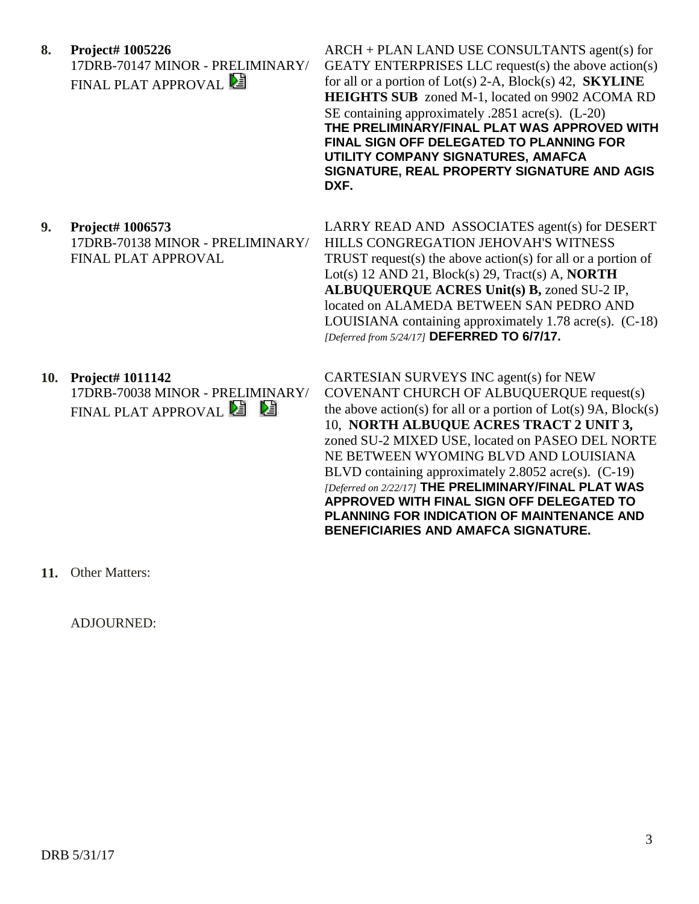**8. Project# 1005226**
17DRB-70147 MINOR - PRELIMINARY/ FINAL PLAT APPROVAL

ARCH + PLAN LAND USE CONSULTANTS agent(s) for GEATY ENTERPRISES LLC request(s) the above action(s) for all or a portion of Lot(s) 2-A, Block(s) 42, **SKYLINE HEIGHTS SUB** zoned M-1, located on 9902 ACOMA RD SE containing approximately .2851 acre(s). (L-20) **THE PRELIMINARY/FINAL PLAT WAS APPROVED WITH FINAL SIGN OFF DELEGATED TO PLANNING FOR UTILITY COMPANY SIGNATURES, AMAFCA SIGNATURE, REAL PROPERTY SIGNATURE AND AGIS DXF.**

**9. Project# 1006573**
17DRB-70138 MINOR - PRELIMINARY/ FINAL PLAT APPROVAL

LARRY READ AND ASSOCIATES agent(s) for DESERT HILLS CONGREGATION JEHOVAH'S WITNESS TRUST request(s) the above action(s) for all or a portion of Lot(s) 12 AND 21, Block(s) 29, Tract(s) A, **NORTH ALBUQUERQUE ACRES Unit(s) B,** zoned SU-2 IP, located on ALAMEDA BETWEEN SAN PEDRO AND LOUISIANA containing approximately 1.78 acre(s). (C-18) *[Deferred from 5/24/17]* **DEFERRED TO 6/7/17.**

**10. Project# 1011142**
17DRB-70038 MINOR - PRELIMINARY/ FINAL PLAT APPROVAL

CARTESIAN SURVEYS INC agent(s) for NEW COVENANT CHURCH OF ALBUQUERQUE request(s) the above action(s) for all or a portion of Lot(s) 9A, Block(s) 10, **NORTH ALBUQUE ACRES TRACT 2 UNIT 3,** zoned SU-2 MIXED USE, located on PASEO DEL NORTE NE BETWEEN WYOMING BLVD AND LOUISIANA BLVD containing approximately 2.8052 acre(s). (C-19) *[Deferred on 2/22/17]* **THE PRELIMINARY/FINAL PLAT WAS APPROVED WITH FINAL SIGN OFF DELEGATED TO PLANNING FOR INDICATION OF MAINTENANCE AND BENEFICIARIES AND AMAFCA SIGNATURE.**

**11.** Other Matters:

ADJOURNED: